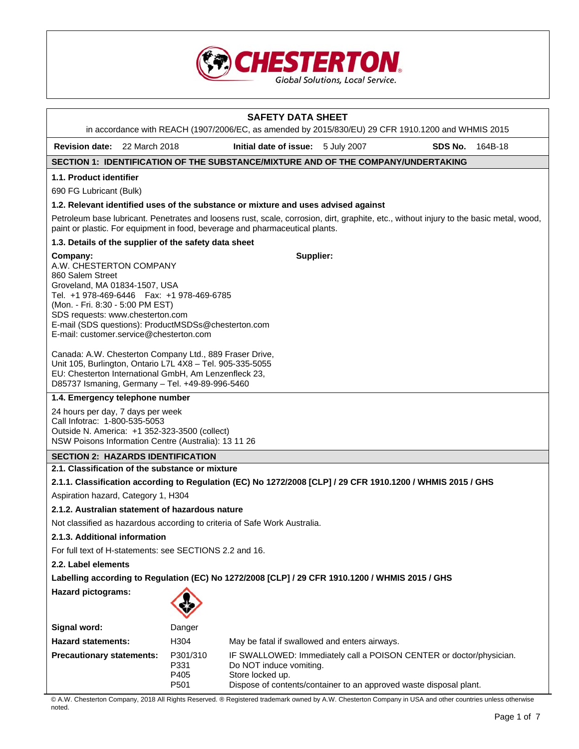CHESTERTON
Global Solutions, Local Service.

# SAFETY DATA SHEET

in accordance with REACH (1907/2006/EC, as amended by 2015/830/EU) 29 CFR 1910.1200 and WHMIS 2015

**Revision date:** 22 March 2018 **Initial date of issue:** 5 July 2007 **SDS No.** 164B-18

## SECTION 1: IDENTIFICATION OF THE SUBSTANCE/MIXTURE AND OF THE COMPANY/UNDERTAKING

### 1.1. Product identifier

690 FG Lubricant (Bulk)

### 1.2. Relevant identified uses of the substance or mixture and uses advised against

Petroleum base lubricant. Penetrates and loosens rust, scale, corrosion, dirt, graphite, etc., without injury to the basic metal, wood, paint or plastic. For equipment in food, beverage and pharmaceutical plants.

### 1.3. Details of the supplier of the safety data sheet

**Company:**
A.W. CHESTERTON COMPANY
860 Salem Street
Groveland, MA 01834-1507, USA
Tel. +1 978-469-6446 Fax: +1 978-469-6785
(Mon. - Fri. 8:30 - 5:00 PM EST)
SDS requests: www.chesterton.com
E-mail (SDS questions): ProductMSDSs@chesterton.com
E-mail: customer.service@chesterton.com

Canada: A.W. Chesterton Company Ltd., 889 Fraser Drive, Unit 105, Burlington, Ontario L7L 4X8 – Tel. 905-335-5055
EU: Chesterton International GmbH, Am Lenzenfleck 23, D85737 Ismaning, Germany – Tel. +49-89-996-5460

**Supplier:**

### 1.4. Emergency telephone number

24 hours per day, 7 days per week
Call Infotrac: 1-800-535-5053
Outside N. America: +1 352-323-3500 (collect)
NSW Poisons Information Centre (Australia): 13 11 26

## SECTION 2: HAZARDS IDENTIFICATION

### 2.1. Classification of the substance or mixture

#### 2.1.1. Classification according to Regulation (EC) No 1272/2008 [CLP] / 29 CFR 1910.1200 / WHMIS 2015 / GHS

Aspiration hazard, Category 1, H304

#### 2.1.2. Australian statement of hazardous nature

Not classified as hazardous according to criteria of Safe Work Australia.

#### 2.1.3. Additional information

For full text of H-statements: see SECTIONS 2.2 and 16.

### 2.2. Label elements

**Labelling according to Regulation (EC) No 1272/2008 [CLP] / 29 CFR 1910.1200 / WHMIS 2015 / GHS**

**Hazard pictograms:**

| | | |
|---|---|---|
| **Signal word:** | Danger | |
| **Hazard statements:** | H304 | May be fatal if swallowed and enters airways. |
| **Precautionary statements:** | P301/310 | IF SWALLOWED: Immediately call a POISON CENTER or doctor/physician. |
| | P331 | Do NOT induce vomiting. |
| | P405 | Store locked up. |
| | P501 | Dispose of contents/container to an approved waste disposal plant. |

© A.W. Chesterton Company, 2018 All Rights Reserved. ® Registered trademark owned by A.W. Chesterton Company in USA and other countries unless otherwise noted.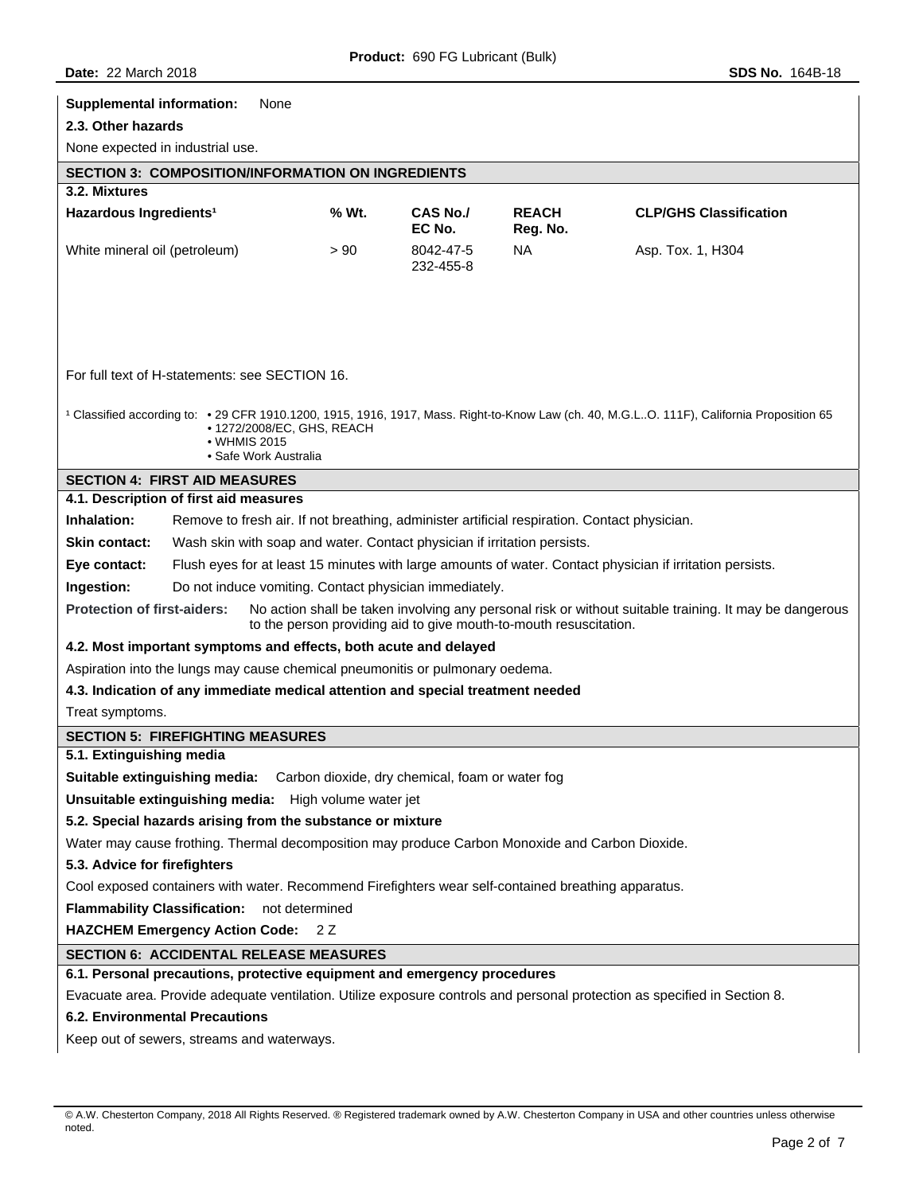**Supplemental information:** None

**2.3. Other hazards**

None expected in industrial use.

## SECTION 3: COMPOSITION/INFORMATION ON INGREDIENTS

**3.2. Mixtures**

| Hazardous Ingredients[1] | % Wt. | CAS No./ EC No. | REACH Reg. No. | CLP/GHS Classification |
|---|---|---|---|---|
| White mineral oil (petroleum) | > 90 | 8042-47-5 232-455-8 | NA | Asp. Tox. 1, H304 |

For full text of H-statements: see SECTION 16.

[1] Classified according to:
- 29 CFR 1910.1200, 1915, 1916, 1917, Mass. Right-to-Know Law (ch. 40, M.G.L..O. 111F), California Proposition 65
- 1272/2008/EC, GHS, REACH
- WHMIS 2015
- Safe Work Australia

## SECTION 4: FIRST AID MEASURES

**4.1. Description of first aid measures**

**Inhalation:** Remove to fresh air. If not breathing, administer artificial respiration. Contact physician.

**Skin contact:** Wash skin with soap and water. Contact physician if irritation persists.

**Eye contact:** Flush eyes for at least 15 minutes with large amounts of water. Contact physician if irritation persists.

**Ingestion:** Do not induce vomiting. Contact physician immediately.

**Protection of first-aiders:** No action shall be taken involving any personal risk or without suitable training. It may be dangerous to the person providing aid to give mouth-to-mouth resuscitation.

**4.2. Most important symptoms and effects, both acute and delayed**

Aspiration into the lungs may cause chemical pneumonitis or pulmonary oedema.

**4.3. Indication of any immediate medical attention and special treatment needed**

Treat symptoms.

## SECTION 5: FIREFIGHTING MEASURES

**5.1. Extinguishing media**

**Suitable extinguishing media:** Carbon dioxide, dry chemical, foam or water fog

**Unsuitable extinguishing media:** High volume water jet

**5.2. Special hazards arising from the substance or mixture**

Water may cause frothing. Thermal decomposition may produce Carbon Monoxide and Carbon Dioxide.

**5.3. Advice for firefighters**

Cool exposed containers with water. Recommend Firefighters wear self-contained breathing apparatus.

**Flammability Classification:** not determined

**HAZCHEM Emergency Action Code:** 2 Z

## SECTION 6: ACCIDENTAL RELEASE MEASURES

**6.1. Personal precautions, protective equipment and emergency procedures**

Evacuate area. Provide adequate ventilation. Utilize exposure controls and personal protection as specified in Section 8.

**6.2. Environmental Precautions**

Keep out of sewers, streams and waterways.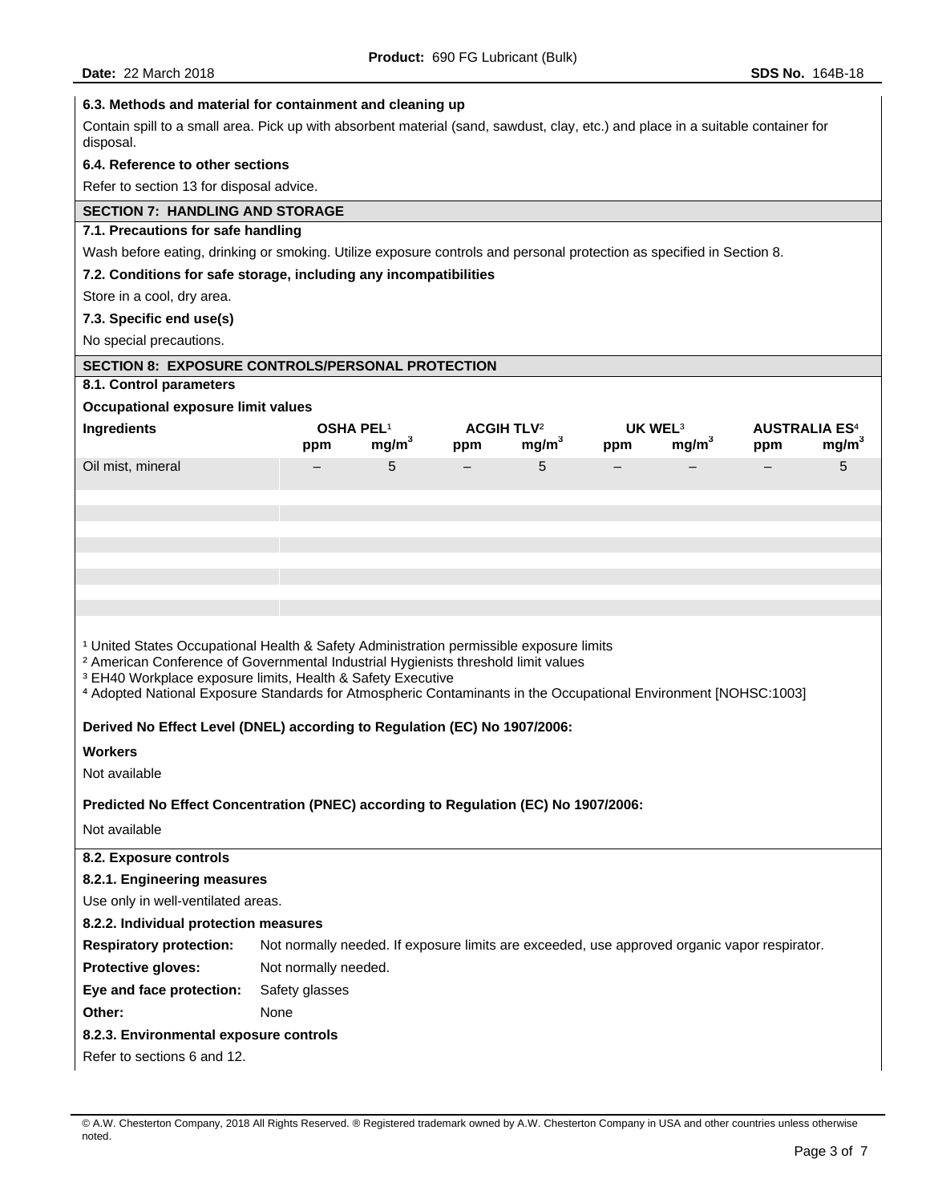### 6.3. Methods and material for containment and cleaning up

Contain spill to a small area. Pick up with absorbent material (sand, sawdust, clay, etc.) and place in a suitable container for disposal.

### 6.4. Reference to other sections

Refer to section 13 for disposal advice.

## SECTION 7: HANDLING AND STORAGE

### 7.1. Precautions for safe handling

Wash before eating, drinking or smoking. Utilize exposure controls and personal protection as specified in Section 8.

### 7.2. Conditions for safe storage, including any incompatibilities

Store in a cool, dry area.

### 7.3. Specific end use(s)

No special precautions.

## SECTION 8: EXPOSURE CONTROLS/PERSONAL PROTECTION

### 8.1. Control parameters

**Occupational exposure limit values**

| Ingredients | OSHA PEL[1] | | ACGIH TLV[2] | | UK WEL[3] | | AUSTRALIA ES[4] | |
|---|---|---|---|---|---|---|---|---|
| | ppm | mg/m³ | ppm | mg/m³ | ppm | mg/m³ | ppm | mg/m³ |
| Oil mist, mineral | – | 5 | – | 5 | – | – | – | 5 |

[1] United States Occupational Health & Safety Administration permissible exposure limits
[2] American Conference of Governmental Industrial Hygienists threshold limit values
[3] EH40 Workplace exposure limits, Health & Safety Executive
[4] Adopted National Exposure Standards for Atmospheric Contaminants in the Occupational Environment [NOHSC:1003]

**Derived No Effect Level (DNEL) according to Regulation (EC) No 1907/2006:**

**Workers**

Not available

**Predicted No Effect Concentration (PNEC) according to Regulation (EC) No 1907/2006:**

Not available

### 8.2. Exposure controls

#### 8.2.1. Engineering measures

Use only in well-ventilated areas.

#### 8.2.2. Individual protection measures

**Respiratory protection:** Not normally needed. If exposure limits are exceeded, use approved organic vapor respirator.

**Protective gloves:** Not normally needed.

**Eye and face protection:** Safety glasses

**Other:** None

#### 8.2.3. Environmental exposure controls

Refer to sections 6 and 12.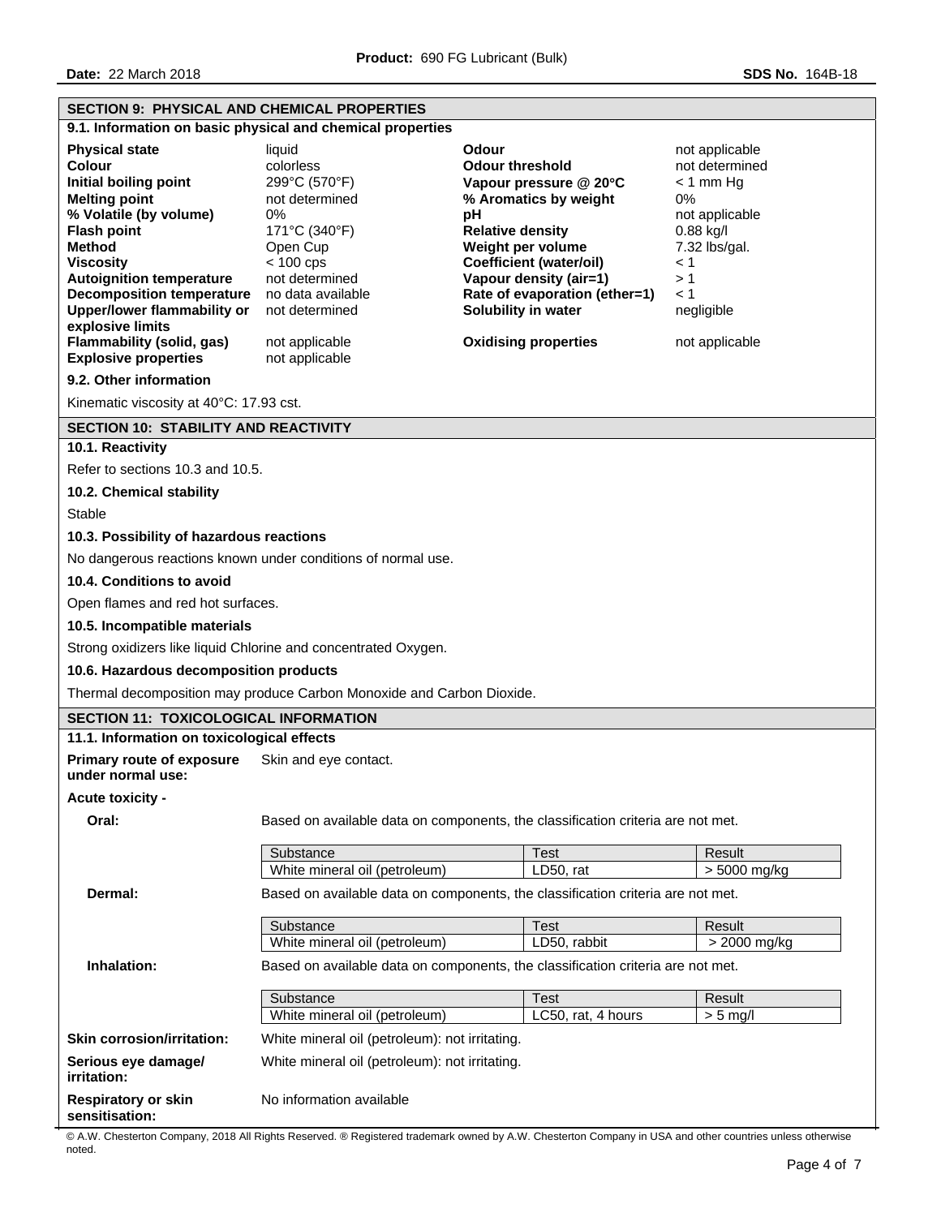## SECTION 9: PHYSICAL AND CHEMICAL PROPERTIES

### 9.1. Information on basic physical and chemical properties

| Property | Value | Property | Value |
|---|---|---|---|
| **Physical state** | liquid | **Odour** | not applicable |
| **Colour** | colorless | **Odour threshold** | not determined |
| **Initial boiling point** | 299°C (570°F) | **Vapour pressure @ 20°C** | < 1 mm Hg |
| **Melting point** | not determined | **% Aromatics by weight** | 0% |
| **% Volatile (by volume)** | 0% | **pH** | not applicable |
| **Flash point** | 171°C (340°F) | **Relative density** | 0.88 kg/l |
| **Method** | Open Cup | **Weight per volume** | 7.32 lbs/gal. |
| **Viscosity** | < 100 cps | **Coefficient (water/oil)** | < 1 |
| **Autoignition temperature** | not determined | **Vapour density (air=1)** | > 1 |
| **Decomposition temperature** | no data available | **Rate of evaporation (ether=1)** | < 1 |
| **Upper/lower flammability or explosive limits** | not determined | **Solubility in water** | negligible |
| **Flammability (solid, gas)** | not applicable | **Oxidising properties** | not applicable |
| **Explosive properties** | not applicable | | |

### 9.2. Other information

Kinematic viscosity at 40°C: 17.93 cst.

## SECTION 10: STABILITY AND REACTIVITY

### 10.1. Reactivity

Refer to sections 10.3 and 10.5.

### 10.2. Chemical stability

Stable

### 10.3. Possibility of hazardous reactions

No dangerous reactions known under conditions of normal use.

### 10.4. Conditions to avoid

Open flames and red hot surfaces.

### 10.5. Incompatible materials

Strong oxidizers like liquid Chlorine and concentrated Oxygen.

### 10.6. Hazardous decomposition products

Thermal decomposition may produce Carbon Monoxide and Carbon Dioxide.

## SECTION 11: TOXICOLOGICAL INFORMATION

### 11.1. Information on toxicological effects

**Primary route of exposure under normal use:** Skin and eye contact.

**Acute toxicity -**

**Oral:** Based on available data on components, the classification criteria are not met.

| Substance | Test | Result |
|---|---|---|
| White mineral oil (petroleum) | LD50, rat | > 5000 mg/kg |

**Dermal:** Based on available data on components, the classification criteria are not met.

| Substance | Test | Result |
|---|---|---|
| White mineral oil (petroleum) | LD50, rabbit | > 2000 mg/kg |

**Inhalation:** Based on available data on components, the classification criteria are not met.

| Substance | Test | Result |
|---|---|---|
| White mineral oil (petroleum) | LC50, rat, 4 hours | > 5 mg/l |

**Skin corrosion/irritation:** White mineral oil (petroleum): not irritating.

**Serious eye damage/ irritation:** White mineral oil (petroleum): not irritating.

**Respiratory or skin sensitisation:** No information available

© A.W. Chesterton Company, 2018 All Rights Reserved. ® Registered trademark owned by A.W. Chesterton Company in USA and other countries unless otherwise noted.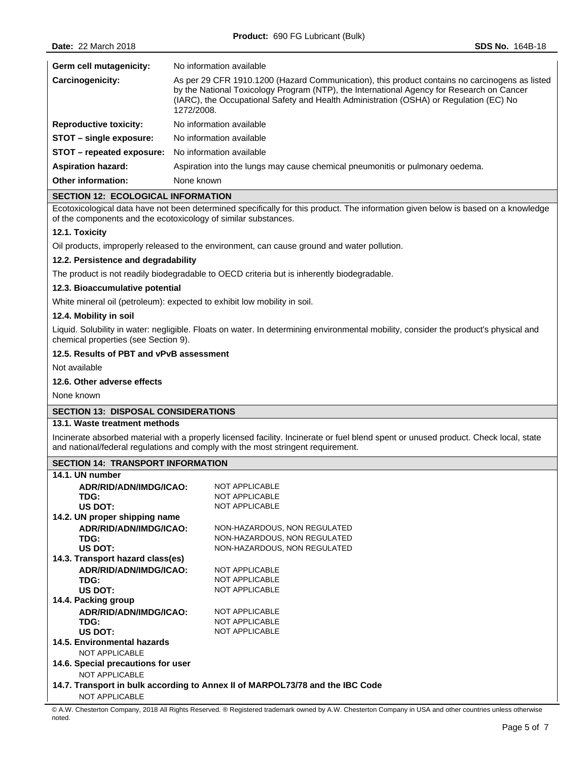| | |
|---|---|
| **Germ cell mutagenicity:** | No information available |
| **Carcinogenicity:** | As per 29 CFR 1910.1200 (Hazard Communication), this product contains no carcinogens as listed by the National Toxicology Program (NTP), the International Agency for Research on Cancer (IARC), the Occupational Safety and Health Administration (OSHA) or Regulation (EC) No 1272/2008. |
| **Reproductive toxicity:** | No information available |
| **STOT – single exposure:** | No information available |
| **STOT – repeated exposure:** | No information available |
| **Aspiration hazard:** | Aspiration into the lungs may cause chemical pneumonitis or pulmonary oedema. |
| **Other information:** | None known |

## SECTION 12: ECOLOGICAL INFORMATION

Ecotoxicological data have not been determined specifically for this product. The information given below is based on a knowledge of the components and the ecotoxicology of similar substances.

### 12.1. Toxicity

Oil products, improperly released to the environment, can cause ground and water pollution.

### 12.2. Persistence and degradability

The product is not readily biodegradable to OECD criteria but is inherently biodegradable.

### 12.3. Bioaccumulative potential

White mineral oil (petroleum): expected to exhibit low mobility in soil.

### 12.4. Mobility in soil

Liquid. Solubility in water: negligible. Floats on water. In determining environmental mobility, consider the product's physical and chemical properties (see Section 9).

### 12.5. Results of PBT and vPvB assessment

Not available

### 12.6. Other adverse effects

None known

## SECTION 13: DISPOSAL CONSIDERATIONS

### 13.1. Waste treatment methods

Incinerate absorbed material with a properly licensed facility. Incinerate or fuel blend spent or unused product. Check local, state and national/federal regulations and comply with the most stringent requirement.

## SECTION 14: TRANSPORT INFORMATION

### 14.1. UN number

| | |
|---|---|
| **ADR/RID/ADN/IMDG/ICAO:** | NOT APPLICABLE |
| **TDG:** | NOT APPLICABLE |
| **US DOT:** | NOT APPLICABLE |

### 14.2. UN proper shipping name

| | |
|---|---|
| **ADR/RID/ADN/IMDG/ICAO:** | NON-HAZARDOUS, NON REGULATED |
| **TDG:** | NON-HAZARDOUS, NON REGULATED |
| **US DOT:** | NON-HAZARDOUS, NON REGULATED |

### 14.3. Transport hazard class(es)

| | |
|---|---|
| **ADR/RID/ADN/IMDG/ICAO:** | NOT APPLICABLE |
| **TDG:** | NOT APPLICABLE |
| **US DOT:** | NOT APPLICABLE |

### 14.4. Packing group

| | |
|---|---|
| **ADR/RID/ADN/IMDG/ICAO:** | NOT APPLICABLE |
| **TDG:** | NOT APPLICABLE |
| **US DOT:** | NOT APPLICABLE |

### 14.5. Environmental hazards

NOT APPLICABLE

### 14.6. Special precautions for user

NOT APPLICABLE

### 14.7. Transport in bulk according to Annex II of MARPOL73/78 and the IBC Code

NOT APPLICABLE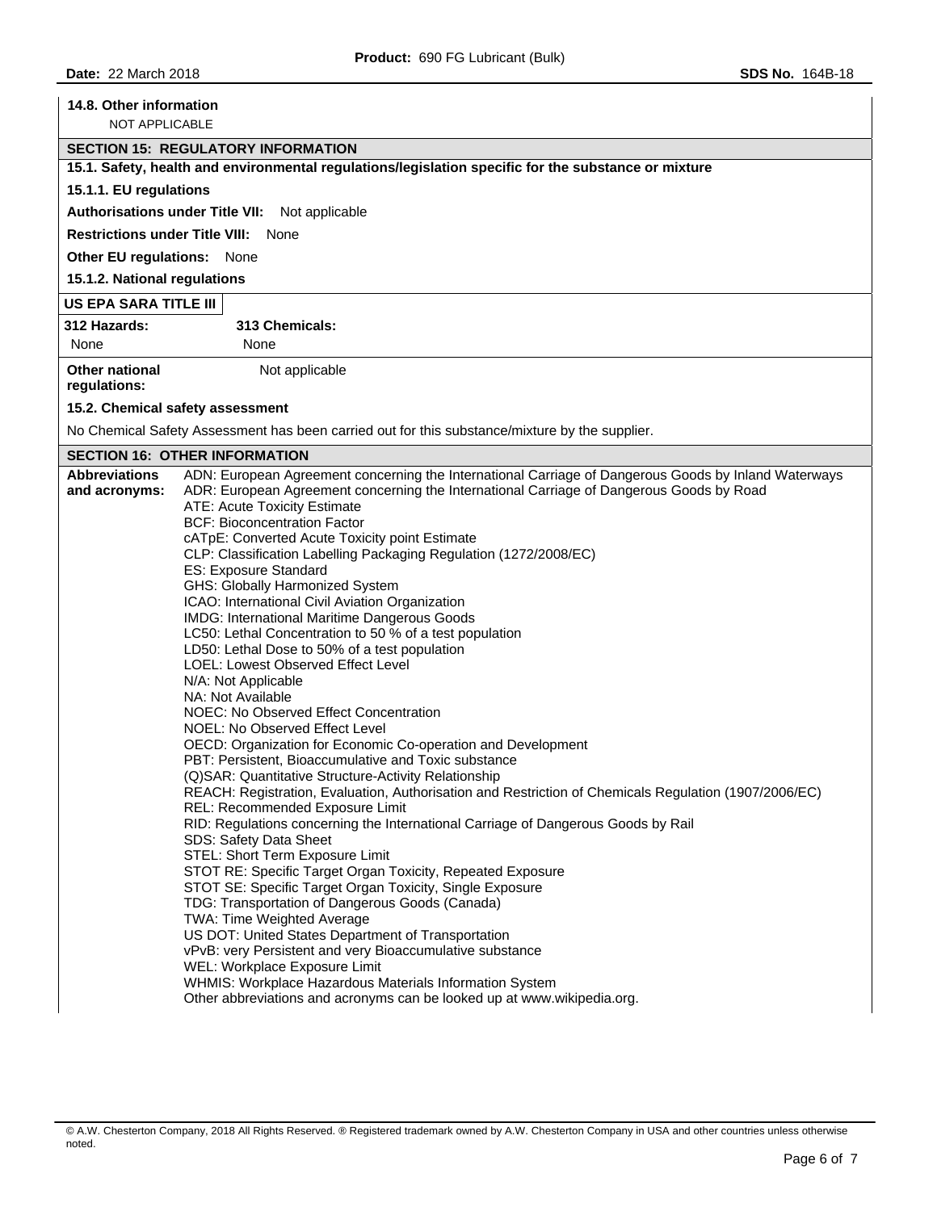**14.8. Other information**

NOT APPLICABLE

## SECTION 15: REGULATORY INFORMATION

**15.1. Safety, health and environmental regulations/legislation specific for the substance or mixture**

**15.1.1. EU regulations**

**Authorisations under Title VII:** Not applicable

**Restrictions under Title VIII:** None

**Other EU regulations:** None

**15.1.2. National regulations**

**US EPA SARA TITLE III**

| 312 Hazards: | 313 Chemicals: |
|---|---|
| None | None |

**Other national regulations:** Not applicable

**15.2. Chemical safety assessment**

No Chemical Safety Assessment has been carried out for this substance/mixture by the supplier.

## SECTION 16: OTHER INFORMATION

**Abbreviations and acronyms:**

ADN: European Agreement concerning the International Carriage of Dangerous Goods by Inland Waterways
ADR: European Agreement concerning the International Carriage of Dangerous Goods by Road
ATE: Acute Toxicity Estimate
BCF: Bioconcentration Factor
cATpE: Converted Acute Toxicity point Estimate
CLP: Classification Labelling Packaging Regulation (1272/2008/EC)
ES: Exposure Standard
GHS: Globally Harmonized System
ICAO: International Civil Aviation Organization
IMDG: International Maritime Dangerous Goods
LC50: Lethal Concentration to 50 % of a test population
LD50: Lethal Dose to 50% of a test population
LOEL: Lowest Observed Effect Level
N/A: Not Applicable
NA: Not Available
NOEC: No Observed Effect Concentration
NOEL: No Observed Effect Level
OECD: Organization for Economic Co-operation and Development
PBT: Persistent, Bioaccumulative and Toxic substance
(Q)SAR: Quantitative Structure-Activity Relationship
REACH: Registration, Evaluation, Authorisation and Restriction of Chemicals Regulation (1907/2006/EC)
REL: Recommended Exposure Limit
RID: Regulations concerning the International Carriage of Dangerous Goods by Rail
SDS: Safety Data Sheet
STEL: Short Term Exposure Limit
STOT RE: Specific Target Organ Toxicity, Repeated Exposure
STOT SE: Specific Target Organ Toxicity, Single Exposure
TDG: Transportation of Dangerous Goods (Canada)
TWA: Time Weighted Average
US DOT: United States Department of Transportation
vPvB: very Persistent and very Bioaccumulative substance
WEL: Workplace Exposure Limit
WHMIS: Workplace Hazardous Materials Information System
Other abbreviations and acronyms can be looked up at www.wikipedia.org.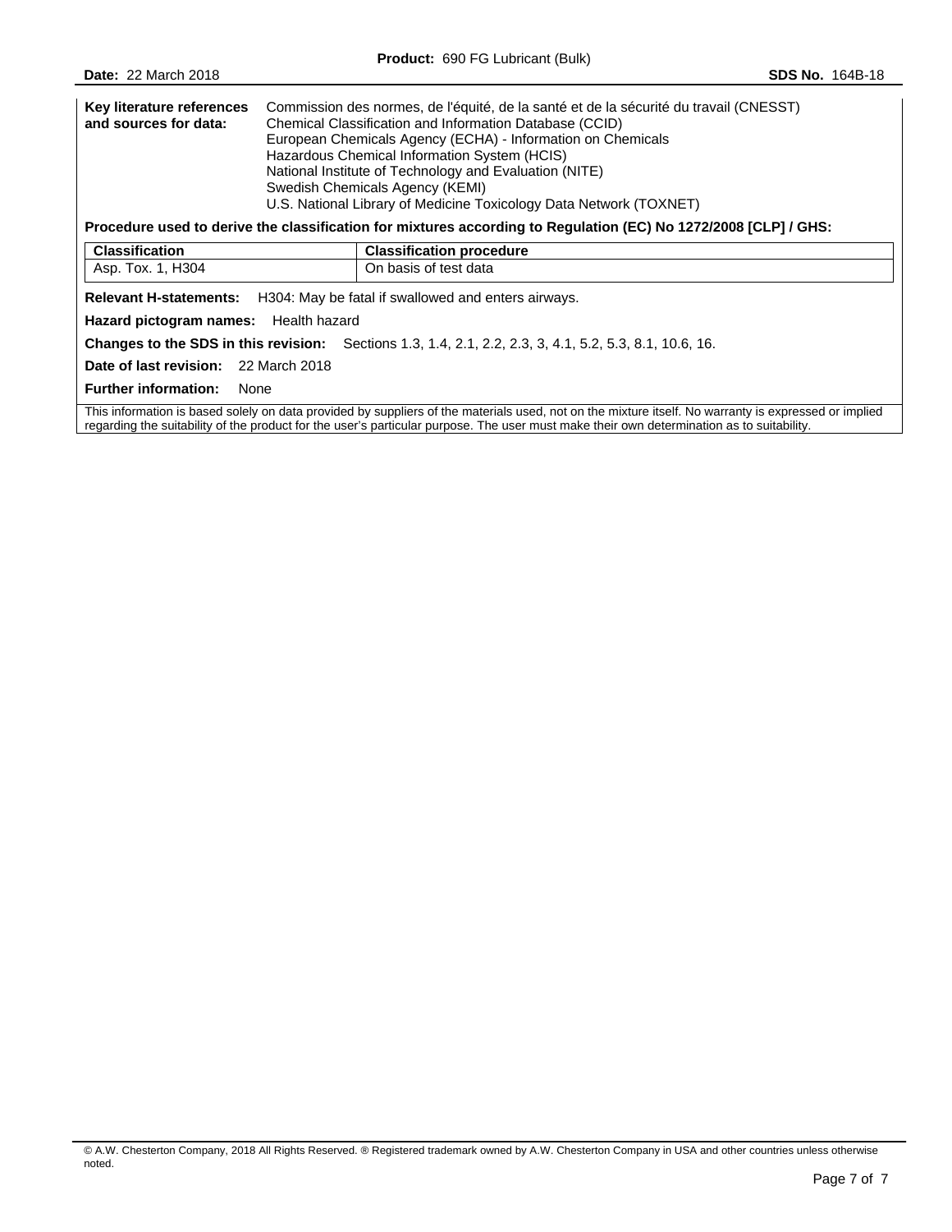**Key literature references and sources for data:**

Commission des normes, de l'équité, de la santé et de la sécurité du travail (CNESST)
Chemical Classification and Information Database (CCID)
European Chemicals Agency (ECHA) - Information on Chemicals
Hazardous Chemical Information System (HCIS)
National Institute of Technology and Evaluation (NITE)
Swedish Chemicals Agency (KEMI)
U.S. National Library of Medicine Toxicology Data Network (TOXNET)

**Procedure used to derive the classification for mixtures according to Regulation (EC) No 1272/2008 [CLP] / GHS:**

| Classification | Classification procedure |
| --- | --- |
| Asp. Tox. 1, H304 | On basis of test data |

**Relevant H-statements:** H304: May be fatal if swallowed and enters airways.

**Hazard pictogram names:** Health hazard

**Changes to the SDS in this revision:** Sections 1.3, 1.4, 2.1, 2.2, 2.3, 3, 4.1, 5.2, 5.3, 8.1, 10.6, 16.

**Date of last revision:** 22 March 2018

**Further information:** None

This information is based solely on data provided by suppliers of the materials used, not on the mixture itself. No warranty is expressed or implied regarding the suitability of the product for the user's particular purpose. The user must make their own determination as to suitability.

© A.W. Chesterton Company, 2018 All Rights Reserved. ® Registered trademark owned by A.W. Chesterton Company in USA and other countries unless otherwise noted.